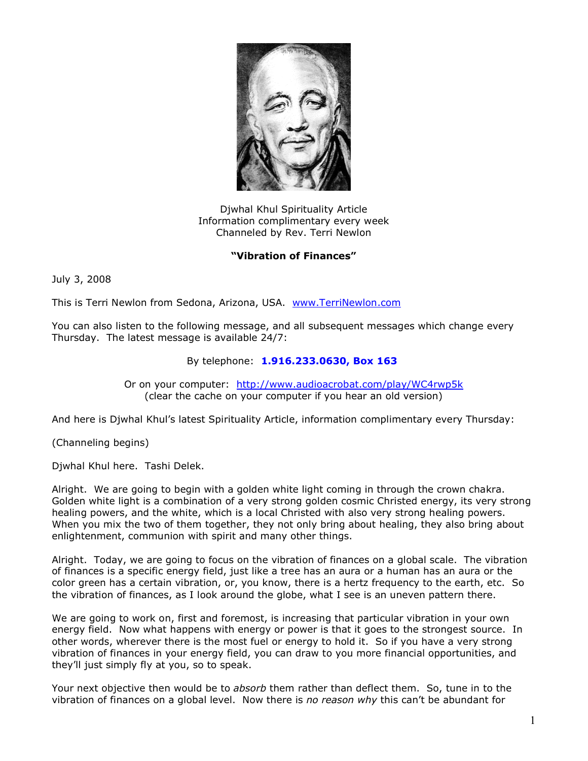Djwhal Khul Spirituality Article
Information complimentary every week
Channeled by Rev. Terri Newlon

**"Vibration of Finances"**

July 3, 2008

This is Terri Newlon from Sedona, Arizona, USA. [www.TerriNewlon.com](www.TerriNewlon.com)

You can also listen to the following message, and all subsequent messages which change every Thursday. The latest message is available 24/7:

By telephone: **1.916.233.0630, Box 163**

Or on your computer: [http://www.audioacrobat.com/play/WC4rwp5k](http://www.audioacrobat.com/play/WC4rwp5k)
(clear the cache on your computer if you hear an old version)

And here is Djwhal Khul's latest Spirituality Article, information complimentary every Thursday:

(Channeling begins)

Djwhal Khul here. Tashi Delek.

Alright. We are going to begin with a golden white light coming in through the crown chakra. Golden white light is a combination of a very strong golden cosmic Christed energy, its very strong healing powers, and the white, which is a local Christed with also very strong healing powers. When you mix the two of them together, they not only bring about healing, they also bring about enlightenment, communion with spirit and many other things.

Alright. Today, we are going to focus on the vibration of finances on a global scale. The vibration of finances is a specific energy field, just like a tree has an aura or a human has an aura or the color green has a certain vibration, or, you know, there is a hertz frequency to the earth, etc. So the vibration of finances, as I look around the globe, what I see is an uneven pattern there.

We are going to work on, first and foremost, is increasing that particular vibration in your own energy field. Now what happens with energy or power is that it goes to the strongest source. In other words, wherever there is the most fuel or energy to hold it. So if you have a very strong vibration of finances in your energy field, you can draw to you more financial opportunities, and they'll just simply fly at you, so to speak.

Your next objective then would be to *absorb* them rather than deflect them. So, tune in to the vibration of finances on a global level. Now there is *no reason why* this can't be abundant for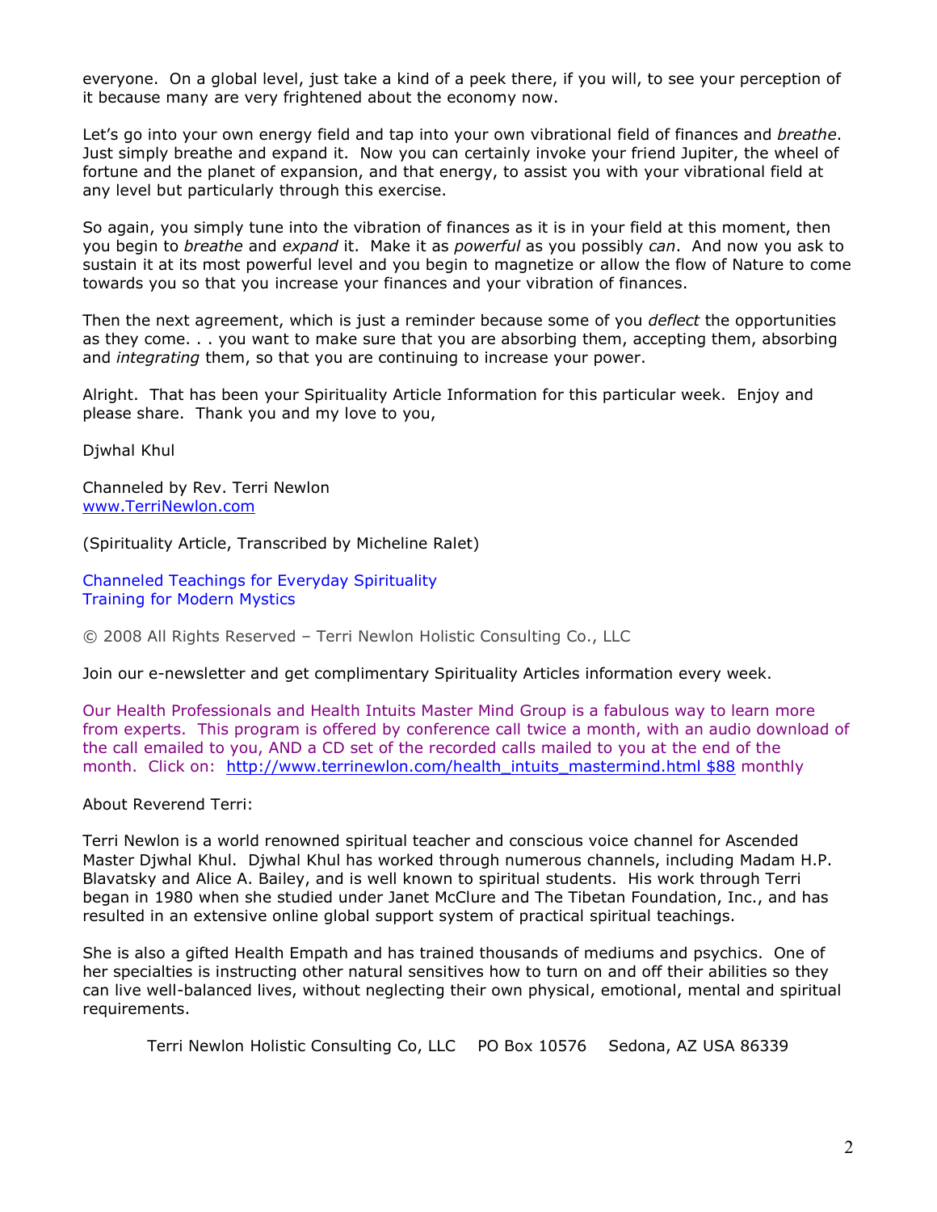everyone. On a global level, just take a kind of a peek there, if you will, to see your perception of it because many are very frightened about the economy now.

Let's go into your own energy field and tap into your own vibrational field of finances and *breathe*. Just simply breathe and expand it. Now you can certainly invoke your friend Jupiter, the wheel of fortune and the planet of expansion, and that energy, to assist you with your vibrational field at any level but particularly through this exercise.

So again, you simply tune into the vibration of finances as it is in your field at this moment, then you begin to *breathe* and *expand* it. Make it as *powerful* as you possibly *can*. And now you ask to sustain it at its most powerful level and you begin to magnetize or allow the flow of Nature to come towards you so that you increase your finances and your vibration of finances.

Then the next agreement, which is just a reminder because some of you *deflect* the opportunities as they come. . . you want to make sure that you are absorbing them, accepting them, absorbing and *integrating* them, so that you are continuing to increase your power.

Alright. That has been your Spirituality Article Information for this particular week. Enjoy and please share. Thank you and my love to you,

Djwhal Khul

Channeled by Rev. Terri Newlon
www.TerriNewlon.com

(Spirituality Article, Transcribed by Micheline Ralet)

Channeled Teachings for Everyday Spirituality
Training for Modern Mystics

© 2008 All Rights Reserved – Terri Newlon Holistic Consulting Co., LLC

Join our e-newsletter and get complimentary Spirituality Articles information every week.

Our Health Professionals and Health Intuits Master Mind Group is a fabulous way to learn more from experts. This program is offered by conference call twice a month, with an audio download of the call emailed to you, AND a CD set of the recorded calls mailed to you at the end of the month. Click on: http://www.terrinewlon.com/health_intuits_mastermind.html $88 monthly

About Reverend Terri:

Terri Newlon is a world renowned spiritual teacher and conscious voice channel for Ascended Master Djwhal Khul. Djwhal Khul has worked through numerous channels, including Madam H.P. Blavatsky and Alice A. Bailey, and is well known to spiritual students. His work through Terri began in 1980 when she studied under Janet McClure and The Tibetan Foundation, Inc., and has resulted in an extensive online global support system of practical spiritual teachings.

She is also a gifted Health Empath and has trained thousands of mediums and psychics. One of her specialties is instructing other natural sensitives how to turn on and off their abilities so they can live well-balanced lives, without neglecting their own physical, emotional, mental and spiritual requirements.

Terri Newlon Holistic Consulting Co, LLC PO Box 10576 Sedona, AZ USA 86339